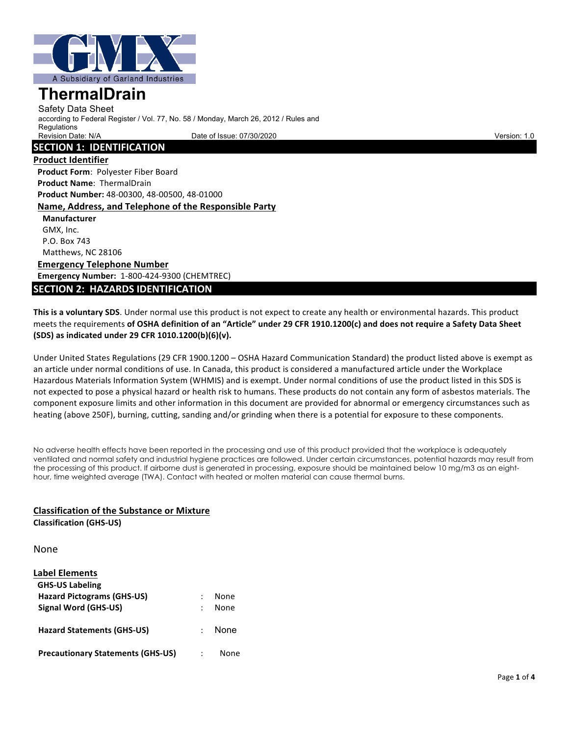GMX

A Subsidiary of Garland Industries

# ThermalDrain

Safety Data Sheet

according to Federal Register / Vol. 77, No. 58 / Monday, March 26, 2012 / Rules and Regulations

Revision Date: N/A Date of Issue: 07/30/2020 Version: 1.0

## SECTION 1: IDENTIFICATION

### Product Identifier

**Product Form**: Polyester Fiber Board

**Product Name**: ThermalDrain

**Product Number:** 48-00300, 48-00500, 48-01000

### Name, Address, and Telephone of the Responsible Party

**Manufacturer**

GMX, Inc.
P.O. Box 743
Matthews, NC 28106

### Emergency Telephone Number

**Emergency Number:** 1-800-424-9300 (CHEMTREC)

## SECTION 2: HAZARDS IDENTIFICATION

**This is a voluntary SDS**. Under normal use this product is not expect to create any health or environmental hazards. This product meets the requirements **of OSHA definition of an "Article" under 29 CFR 1910.1200(c) and does not require a Safety Data Sheet (SDS) as indicated under 29 CFR 1010.1200(b)(6)(v).**

Under United States Regulations (29 CFR 1900.1200 – OSHA Hazard Communication Standard) the product listed above is exempt as an article under normal conditions of use. In Canada, this product is considered a manufactured article under the Workplace Hazardous Materials Information System (WHMIS) and is exempt. Under normal conditions of use the product listed in this SDS is not expected to pose a physical hazard or health risk to humans. These products do not contain any form of asbestos materials. The component exposure limits and other information in this document are provided for abnormal or emergency circumstances such as heating (above 250F), burning, cutting, sanding and/or grinding when there is a potential for exposure to these components.

No adverse health effects have been reported in the processing and use of this product provided that the workplace is adequately ventilated and normal safety and industrial hygiene practices are followed. Under certain circumstances, potential hazards may result from the processing of this product. If airborne dust is generated in processing, exposure should be maintained below 10 mg/m3 as an eight-hour, time weighted average (TWA). Contact with heated or molten material can cause thermal burns.

### Classification of the Substance or Mixture

**Classification (GHS-US)**

None

### Label Elements

**GHS-US Labeling**

**Hazard Pictograms (GHS-US)** : None

**Signal Word (GHS-US)** : None

**Hazard Statements (GHS-US)** : None

**Precautionary Statements (GHS-US)** : None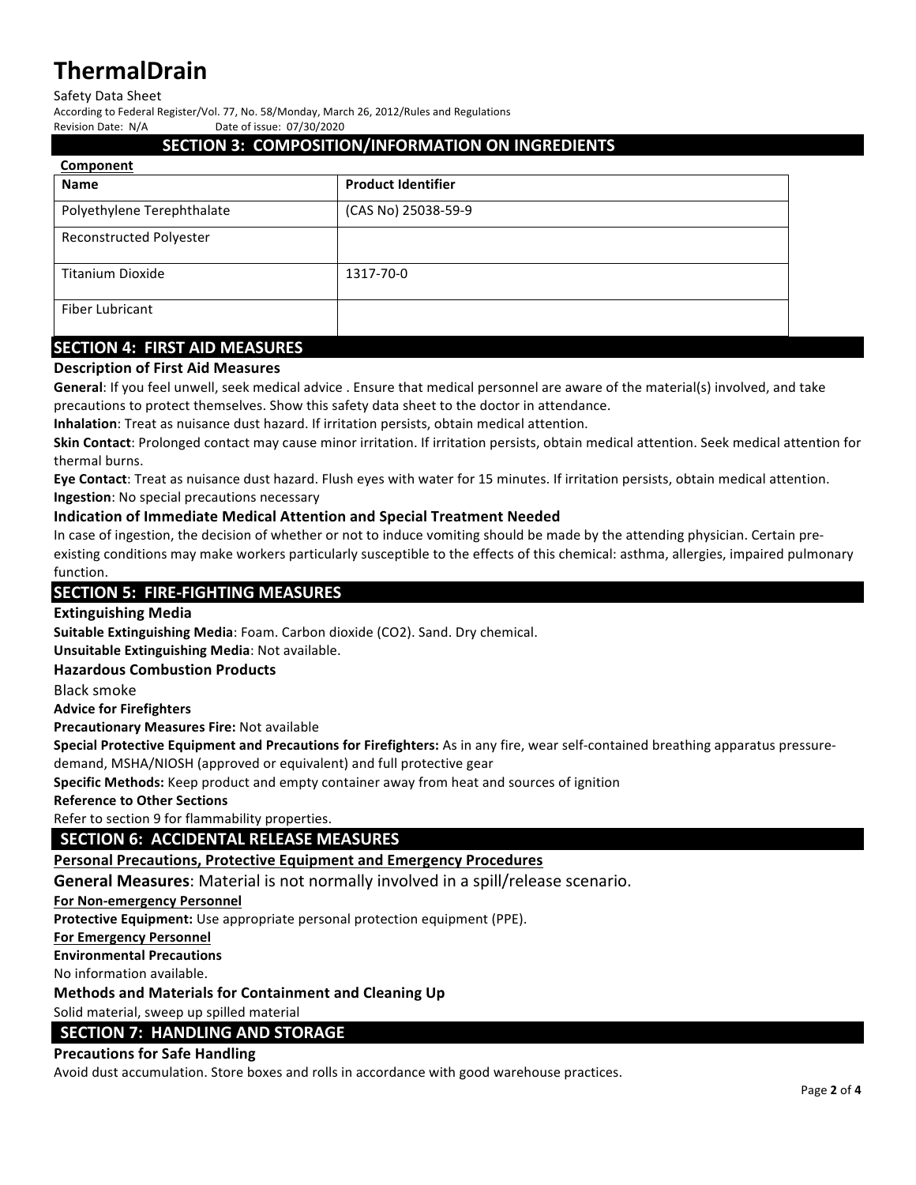# ThermalDrain

Safety Data Sheet

According to Federal Register/Vol. 77, No. 58/Monday, March 26, 2012/Rules and Regulations

Revision Date: N/A Date of issue: 07/30/2020

## SECTION 3: COMPOSITION/INFORMATION ON INGREDIENTS

**Component**

| Name | Product Identifier |
|---|---|
| Polyethylene Terephthalate | (CAS No) 25038-59-9 |
| Reconstructed Polyester | |
| Titanium Dioxide | 1317-70-0 |
| Fiber Lubricant | |

## SECTION 4: FIRST AID MEASURES

### Description of First Aid Measures

**General**: If you feel unwell, seek medical advice . Ensure that medical personnel are aware of the material(s) involved, and take precautions to protect themselves. Show this safety data sheet to the doctor in attendance.

**Inhalation**: Treat as nuisance dust hazard. If irritation persists, obtain medical attention.

**Skin Contact**: Prolonged contact may cause minor irritation. If irritation persists, obtain medical attention. Seek medical attention for thermal burns.

**Eye Contact**: Treat as nuisance dust hazard. Flush eyes with water for 15 minutes. If irritation persists, obtain medical attention.

**Ingestion**: No special precautions necessary

### Indication of Immediate Medical Attention and Special Treatment Needed

In case of ingestion, the decision of whether or not to induce vomiting should be made by the attending physician. Certain pre-existing conditions may make workers particularly susceptible to the effects of this chemical: asthma, allergies, impaired pulmonary function.

## SECTION 5: FIRE-FIGHTING MEASURES

### Extinguishing Media

**Suitable Extinguishing Media**: Foam. Carbon dioxide ($CO_2$). Sand. Dry chemical.

**Unsuitable Extinguishing Media**: Not available.

### Hazardous Combustion Products

Black smoke

**Advice for Firefighters**

**Precautionary Measures Fire:** Not available

**Special Protective Equipment and Precautions for Firefighters:** As in any fire, wear self-contained breathing apparatus pressure-demand, MSHA/NIOSH (approved or equivalent) and full protective gear

**Specific Methods:** Keep product and empty container away from heat and sources of ignition

**Reference to Other Sections**

Refer to section 9 for flammability properties.

## SECTION 6: ACCIDENTAL RELEASE MEASURES

**Personal Precautions, Protective Equipment and Emergency Procedures**

**General Measures**: Material is not normally involved in a spill/release scenario.

**For Non-emergency Personnel**

**Protective Equipment:** Use appropriate personal protection equipment (PPE).

**For Emergency Personnel**

**Environmental Precautions**

No information available.

### Methods and Materials for Containment and Cleaning Up

Solid material, sweep up spilled material

## SECTION 7: HANDLING AND STORAGE

### Precautions for Safe Handling

Avoid dust accumulation. Store boxes and rolls in accordance with good warehouse practices.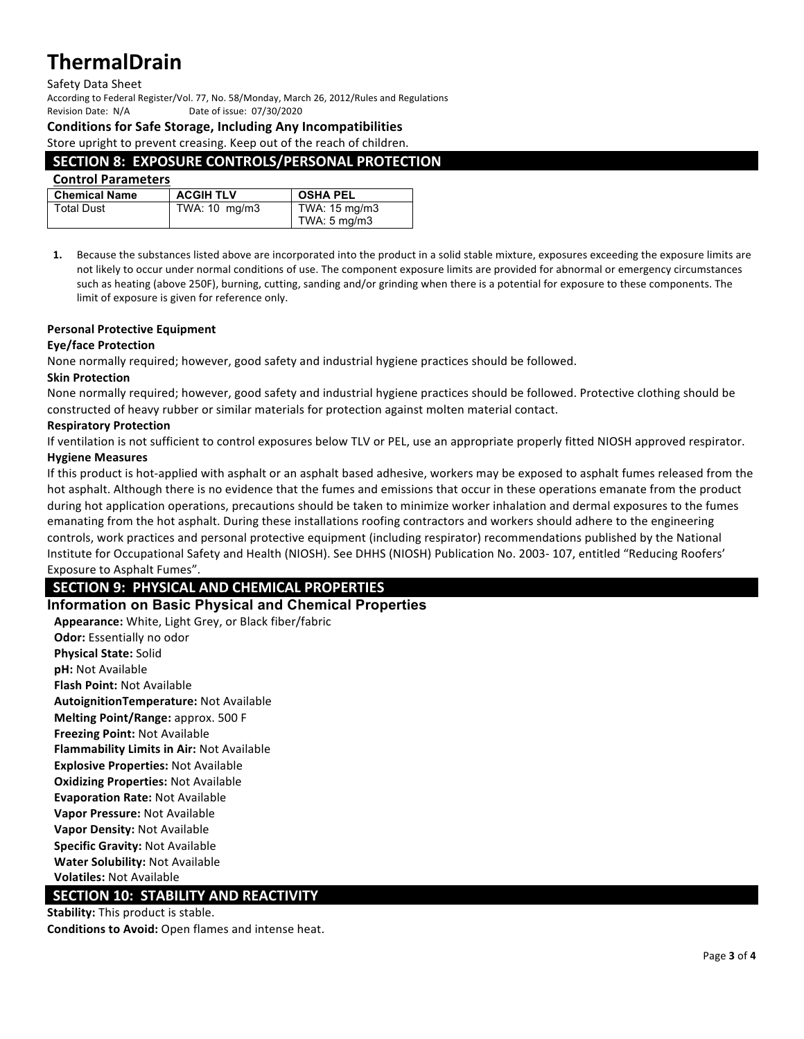**Conditions for Safe Storage, Including Any Incompatibilities**

Store upright to prevent creasing. Keep out of the reach of children.

## SECTION 8: EXPOSURE CONTROLS/PERSONAL PROTECTION

**Control Parameters**

| Chemical Name | ACGIH TLV | OSHA PEL |
|---|---|---|
| Total Dust | TWA: 10 mg/m3 | TWA: 15 mg/m3<br>TWA: 5 mg/m3 |

1. Because the substances listed above are incorporated into the product in a solid stable mixture, exposures exceeding the exposure limits are not likely to occur under normal conditions of use. The component exposure limits are provided for abnormal or emergency circumstances such as heating (above 250F), burning, cutting, sanding and/or grinding when there is a potential for exposure to these components. The limit of exposure is given for reference only.

**Personal Protective Equipment**

**Eye/face Protection**

None normally required; however, good safety and industrial hygiene practices should be followed.

**Skin Protection**

None normally required; however, good safety and industrial hygiene practices should be followed. Protective clothing should be constructed of heavy rubber or similar materials for protection against molten material contact.

**Respiratory Protection**

If ventilation is not sufficient to control exposures below TLV or PEL, use an appropriate properly fitted NIOSH approved respirator.

**Hygiene Measures**

If this product is hot-applied with asphalt or an asphalt based adhesive, workers may be exposed to asphalt fumes released from the hot asphalt. Although there is no evidence that the fumes and emissions that occur in these operations emanate from the product during hot application operations, precautions should be taken to minimize worker inhalation and dermal exposures to the fumes emanating from the hot asphalt. During these installations roofing contractors and workers should adhere to the engineering controls, work practices and personal protective equipment (including respirator) recommendations published by the National Institute for Occupational Safety and Health (NIOSH). See DHHS (NIOSH) Publication No. 2003- 107, entitled "Reducing Roofers' Exposure to Asphalt Fumes".

## SECTION 9: PHYSICAL AND CHEMICAL PROPERTIES

### Information on Basic Physical and Chemical Properties

**Appearance:** White, Light Grey, or Black fiber/fabric
**Odor:** Essentially no odor
**Physical State:** Solid
**pH:** Not Available
**Flash Point:** Not Available
**AutoignitionTemperature:** Not Available
**Melting Point/Range:** approx. 500 F
**Freezing Point:** Not Available
**Flammability Limits in Air:** Not Available
**Explosive Properties:** Not Available
**Oxidizing Properties:** Not Available
**Evaporation Rate:** Not Available
**Vapor Pressure:** Not Available
**Vapor Density:** Not Available
**Specific Gravity:** Not Available
**Water Solubility:** Not Available
**Volatiles:** Not Available

## SECTION 10: STABILITY AND REACTIVITY

**Stability:** This product is stable.
**Conditions to Avoid:** Open flames and intense heat.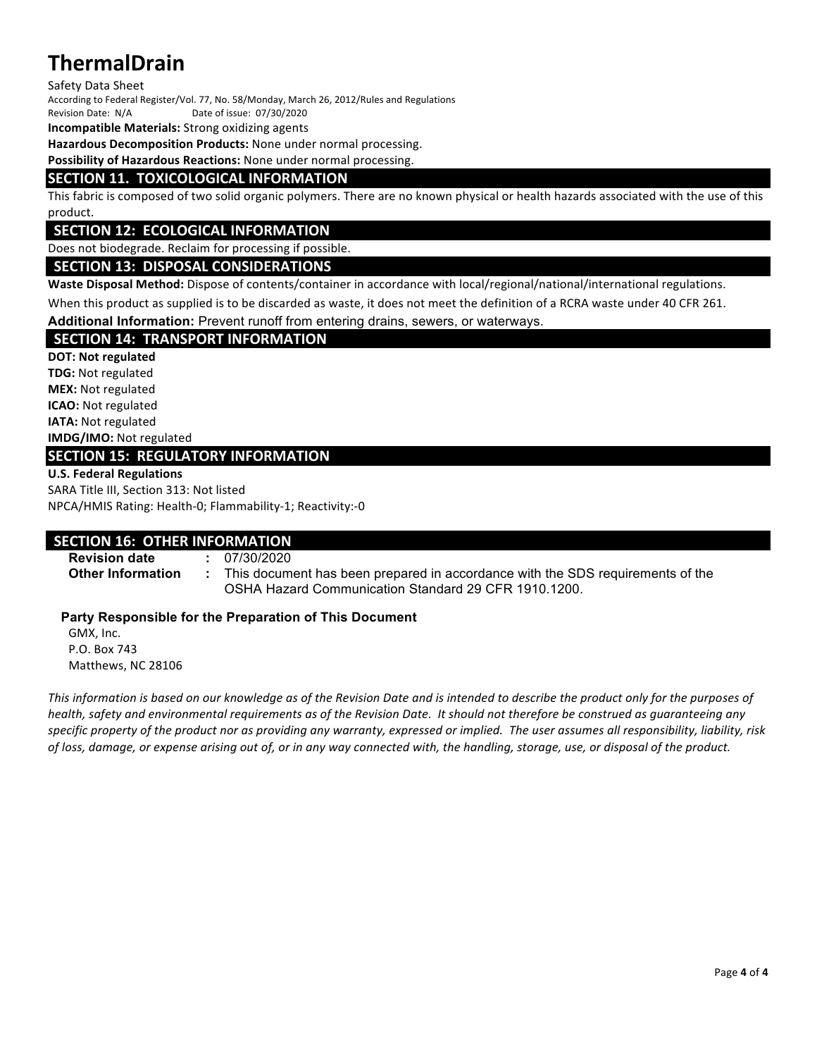**Incompatible Materials:** Strong oxidizing agents

**Hazardous Decomposition Products:** None under normal processing.

**Possibility of Hazardous Reactions:** None under normal processing.

## SECTION 11. TOXICOLOGICAL INFORMATION

This fabric is composed of two solid organic polymers. There are no known physical or health hazards associated with the use of this product.

## SECTION 12: ECOLOGICAL INFORMATION

Does not biodegrade. Reclaim for processing if possible.

## SECTION 13: DISPOSAL CONSIDERATIONS

**Waste Disposal Method:** Dispose of contents/container in accordance with local/regional/national/international regulations.

When this product as supplied is to be discarded as waste, it does not meet the definition of a RCRA waste under 40 CFR 261.

**Additional Information:** Prevent runoff from entering drains, sewers, or waterways.

## SECTION 14: TRANSPORT INFORMATION

**DOT: Not regulated**
**TDG:** Not regulated
**MEX:** Not regulated
**ICAO:** Not regulated
**IATA:** Not regulated
**IMDG/IMO:** Not regulated

## SECTION 15: REGULATORY INFORMATION

**U.S. Federal Regulations**

SARA Title III, Section 313: Not listed
NPCA/HMIS Rating: Health-0; Flammability-1; Reactivity:-0

## SECTION 16: OTHER INFORMATION

**Revision date** : 07/30/2020
**Other Information** : This document has been prepared in accordance with the SDS requirements of the OSHA Hazard Communication Standard 29 CFR 1910.1200.

**Party Responsible for the Preparation of This Document**

GMX, Inc.
P.O. Box 743
Matthews, NC 28106

*This information is based on our knowledge as of the Revision Date and is intended to describe the product only for the purposes of health, safety and environmental requirements as of the Revision Date. It should not therefore be construed as guaranteeing any specific property of the product nor as providing any warranty, expressed or implied. The user assumes all responsibility, liability, risk of loss, damage, or expense arising out of, or in any way connected with, the handling, storage, use, or disposal of the product.*